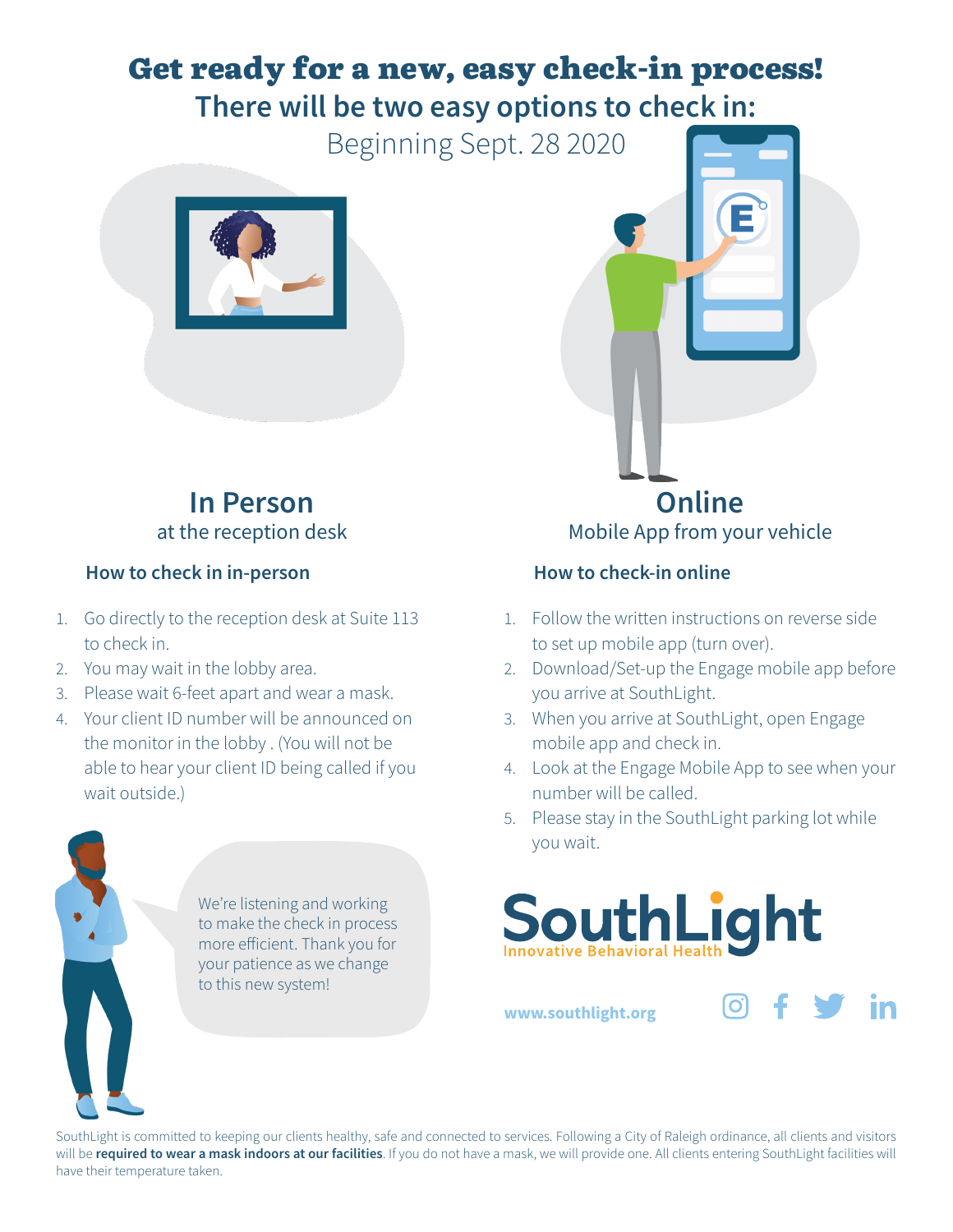# Get ready for a new, easy check-in process!

## There will be two easy options to check in:

Beginning Sept. 28 2020

## In Person

at the reception desk

### How to check in in-person

1. Go directly to the reception desk at Suite 113 to check in.
2. You may wait in the lobby area.
3. Please wait 6-feet apart and wear a mask.
4. Your client ID number will be announced on the monitor in the lobby . (You will not be able to hear your client ID being called if you wait outside.)

We're listening and working to make the check in process more efficient. Thank you for your patience as we change to this new system!

## Online

Mobile App from your vehicle

### How to check-in online

1. Follow the written instructions on reverse side to set up mobile app (turn over).
2. Download/Set-up the Engage mobile app before you arrive at SouthLight.
3. When you arrive at SouthLight, open Engage mobile app and check in.
4. Look at the Engage Mobile App to see when your number will be called.
5. Please stay in the SouthLight parking lot while you wait.

SouthLight
Innovative Behavioral Health

www.southlight.org

SouthLight is committed to keeping our clients healthy, safe and connected to services. Following a City of Raleigh ordinance, all clients and visitors will be **required to wear a mask indoors at our facilities**. If you do not have a mask, we will provide one. All clients entering SouthLight facilities will have their temperature taken.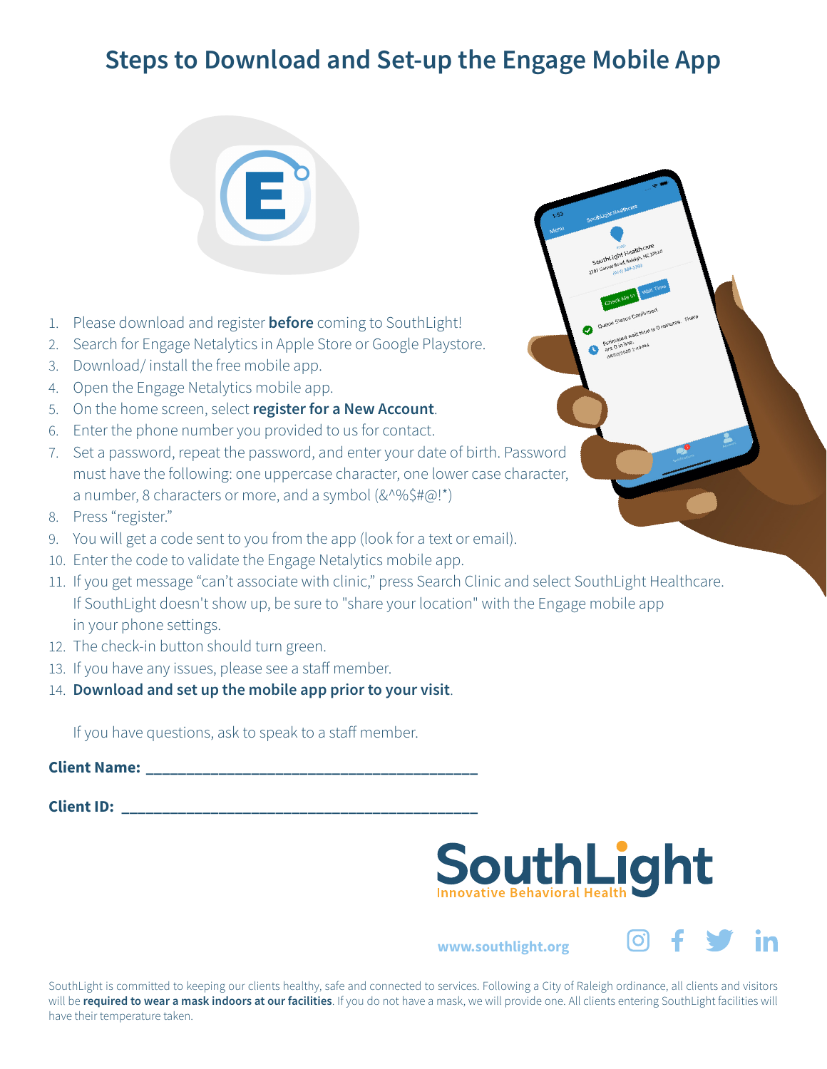# Steps to Download and Set-up the Engage Mobile App

1. Please download and register **before** coming to SouthLight!
2. Search for Engage Netalytics in Apple Store or Google Playstore.
3. Download/ install the free mobile app.
4. Open the Engage Netalytics mobile app.
5. On the home screen, select **register for a New Account**.
6. Enter the phone number you provided to us for contact.
7. Set a password, repeat the password, and enter your date of birth. Password must have the following: one uppercase character, one lower case character, a number, 8 characters or more, and a symbol (&^%$#@!*)
8. Press "register."
9. You will get a code sent to you from the app (look for a text or email).
10. Enter the code to validate the Engage Netalytics mobile app.
11. If you get message "can't associate with clinic," press Search Clinic and select SouthLight Healthcare. If SouthLight doesn't show up, be sure to "share your location" with the Engage mobile app in your phone settings.
12. The check-in button should turn green.
13. If you have any issues, please see a staff member.
14. **Download and set up the mobile app prior to your visit**.

If you have questions, ask to speak to a staff member.

**Client Name:** ________________________________________

**Client ID:** ________________________________________

SouthLight
Innovative Behavioral Health

www.southlight.org

SouthLight is committed to keeping our clients healthy, safe and connected to services. Following a City of Raleigh ordinance, all clients and visitors will be **required to wear a mask indoors at our facilities**. If you do not have a mask, we will provide one. All clients entering SouthLight facilities will have their temperature taken.